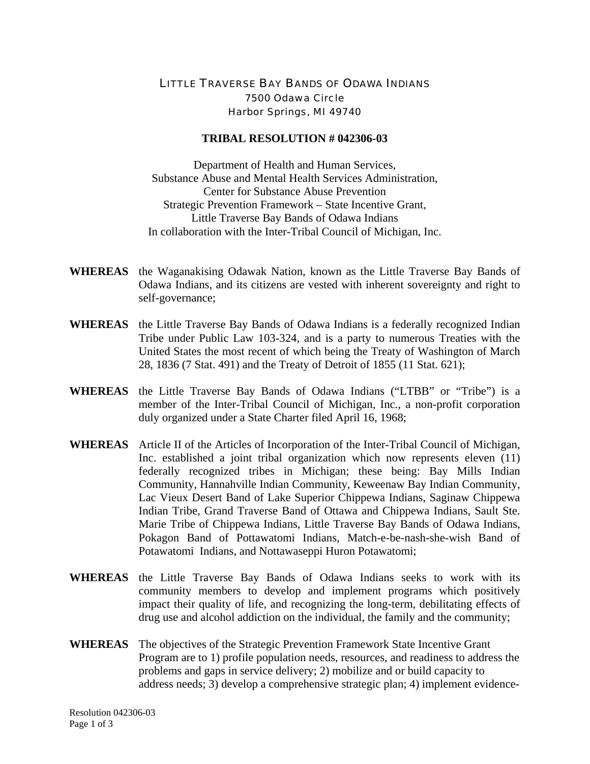LITTLE TRAVERSE BAY BANDS OF ODAWA INDIANS
7500 Odawa Circle
Harbor Springs, MI 49740

**TRIBAL RESOLUTION # 042306-03**

Department of Health and Human Services,
Substance Abuse and Mental Health Services Administration,
Center for Substance Abuse Prevention
Strategic Prevention Framework – State Incentive Grant,
Little Traverse Bay Bands of Odawa Indians
In collaboration with the Inter-Tribal Council of Michigan, Inc.

**WHEREAS** the Waganakising Odawak Nation, known as the Little Traverse Bay Bands of Odawa Indians, and its citizens are vested with inherent sovereignty and right to self-governance;

**WHEREAS** the Little Traverse Bay Bands of Odawa Indians is a federally recognized Indian Tribe under Public Law 103-324, and is a party to numerous Treaties with the United States the most recent of which being the Treaty of Washington of March 28, 1836 (7 Stat. 491) and the Treaty of Detroit of 1855 (11 Stat. 621);

**WHEREAS** the Little Traverse Bay Bands of Odawa Indians ("LTBB" or "Tribe") is a member of the Inter-Tribal Council of Michigan, Inc., a non-profit corporation duly organized under a State Charter filed April 16, 1968;

**WHEREAS** Article II of the Articles of Incorporation of the Inter-Tribal Council of Michigan, Inc. established a joint tribal organization which now represents eleven (11) federally recognized tribes in Michigan; these being: Bay Mills Indian Community, Hannahville Indian Community, Keweenaw Bay Indian Community, Lac Vieux Desert Band of Lake Superior Chippewa Indians, Saginaw Chippewa Indian Tribe, Grand Traverse Band of Ottawa and Chippewa Indians, Sault Ste. Marie Tribe of Chippewa Indians, Little Traverse Bay Bands of Odawa Indians, Pokagon Band of Pottawatomi Indians, Match-e-be-nash-she-wish Band of Potawatomi Indians, and Nottawaseppi Huron Potawatomi;

**WHEREAS** the Little Traverse Bay Bands of Odawa Indians seeks to work with its community members to develop and implement programs which positively impact their quality of life, and recognizing the long-term, debilitating effects of drug use and alcohol addiction on the individual, the family and the community;

**WHEREAS** The objectives of the Strategic Prevention Framework State Incentive Grant Program are to 1) profile population needs, resources, and readiness to address the problems and gaps in service delivery; 2) mobilize and or build capacity to address needs; 3) develop a comprehensive strategic plan; 4) implement evidence-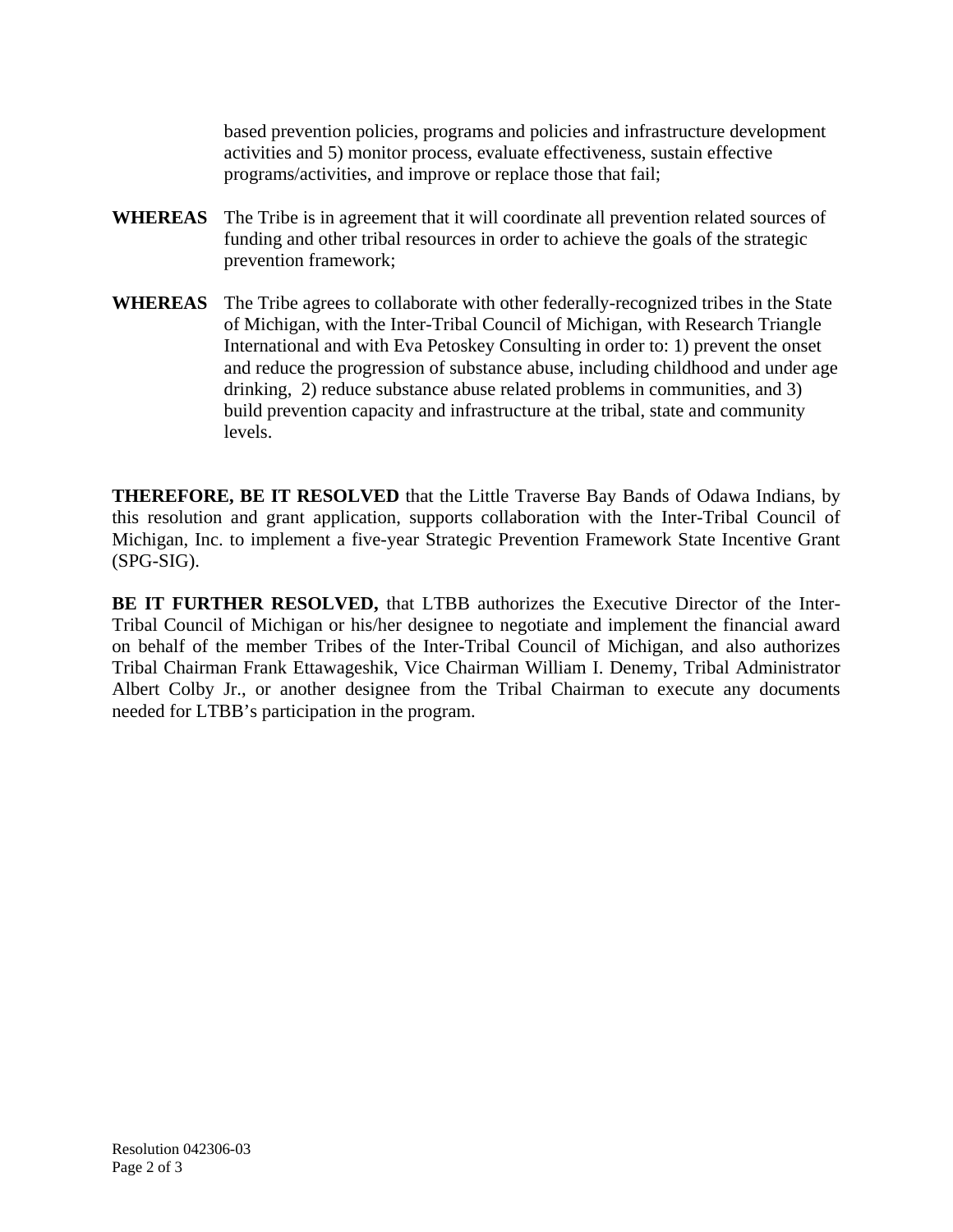based prevention policies, programs and policies and infrastructure development activities and 5) monitor process, evaluate effectiveness, sustain effective programs/activities, and improve or replace those that fail;

**WHEREAS** The Tribe is in agreement that it will coordinate all prevention related sources of funding and other tribal resources in order to achieve the goals of the strategic prevention framework;

**WHEREAS** The Tribe agrees to collaborate with other federally-recognized tribes in the State of Michigan, with the Inter-Tribal Council of Michigan, with Research Triangle International and with Eva Petoskey Consulting in order to: 1) prevent the onset and reduce the progression of substance abuse, including childhood and under age drinking, 2) reduce substance abuse related problems in communities, and 3) build prevention capacity and infrastructure at the tribal, state and community levels.

**THEREFORE, BE IT RESOLVED** that the Little Traverse Bay Bands of Odawa Indians, by this resolution and grant application, supports collaboration with the Inter-Tribal Council of Michigan, Inc. to implement a five-year Strategic Prevention Framework State Incentive Grant (SPG-SIG).

**BE IT FURTHER RESOLVED,** that LTBB authorizes the Executive Director of the Inter-Tribal Council of Michigan or his/her designee to negotiate and implement the financial award on behalf of the member Tribes of the Inter-Tribal Council of Michigan, and also authorizes Tribal Chairman Frank Ettawageshik, Vice Chairman William I. Denemy, Tribal Administrator Albert Colby Jr., or another designee from the Tribal Chairman to execute any documents needed for LTBB's participation in the program.

Resolution 042306-03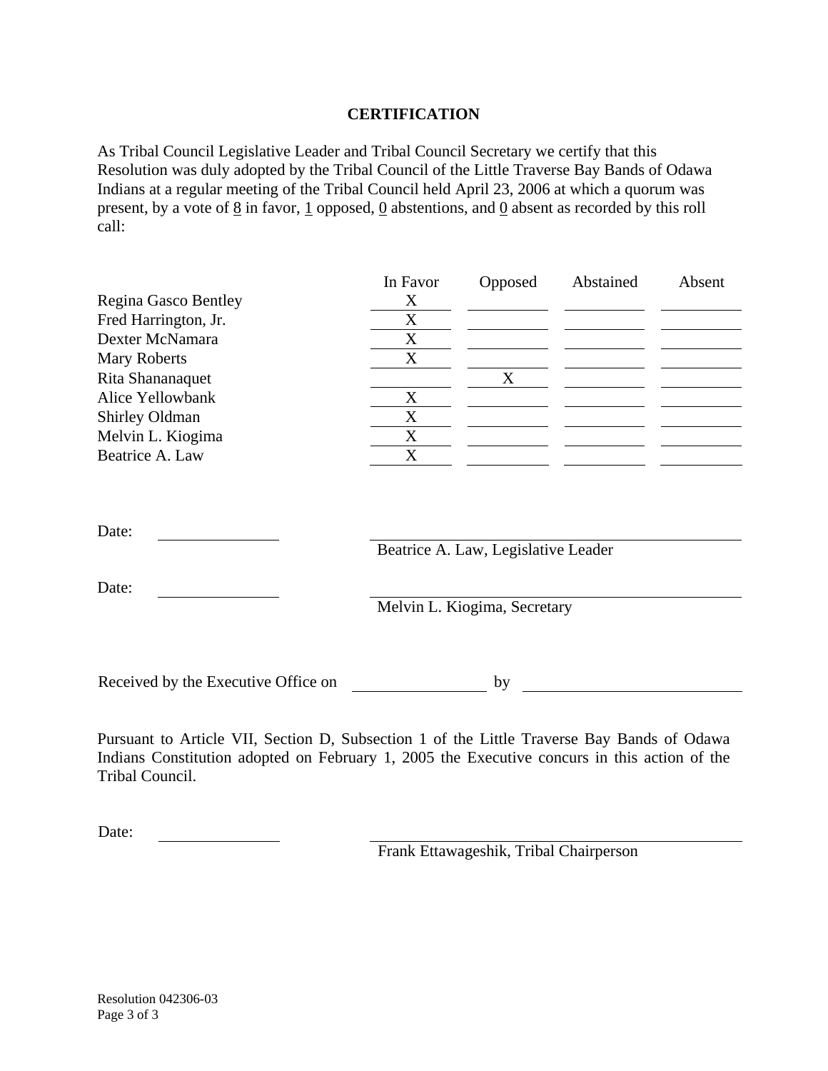**CERTIFICATION**

As Tribal Council Legislative Leader and Tribal Council Secretary we certify that this Resolution was duly adopted by the Tribal Council of the Little Traverse Bay Bands of Odawa Indians at a regular meeting of the Tribal Council held April 23, 2006 at which a quorum was present, by a vote of 8 in favor, 1 opposed, 0 abstentions, and 0 absent as recorded by this roll call:

| | In Favor | Opposed | Abstained | Absent |
|---|---|---|---|---|
| Regina Gasco Bentley | X | | | |
| Fred Harrington, Jr. | X | | | |
| Dexter McNamara | X | | | |
| Mary Roberts | X | | | |
| Rita Shananaquet | | X | | |
| Alice Yellowbank | X | | | |
| Shirley Oldman | X | | | |
| Melvin L. Kiogima | X | | | |
| Beatrice A. Law | X | | | |

Date: ______________

Beatrice A. Law, Legislative Leader

Date: ______________

Melvin L. Kiogima, Secretary

Received by the Executive Office on ______________ by ______________________

Pursuant to Article VII, Section D, Subsection 1 of the Little Traverse Bay Bands of Odawa Indians Constitution adopted on February 1, 2005 the Executive concurs in this action of the Tribal Council.

Date: ______________

Frank Ettawageshik, Tribal Chairperson

Resolution 042306-03